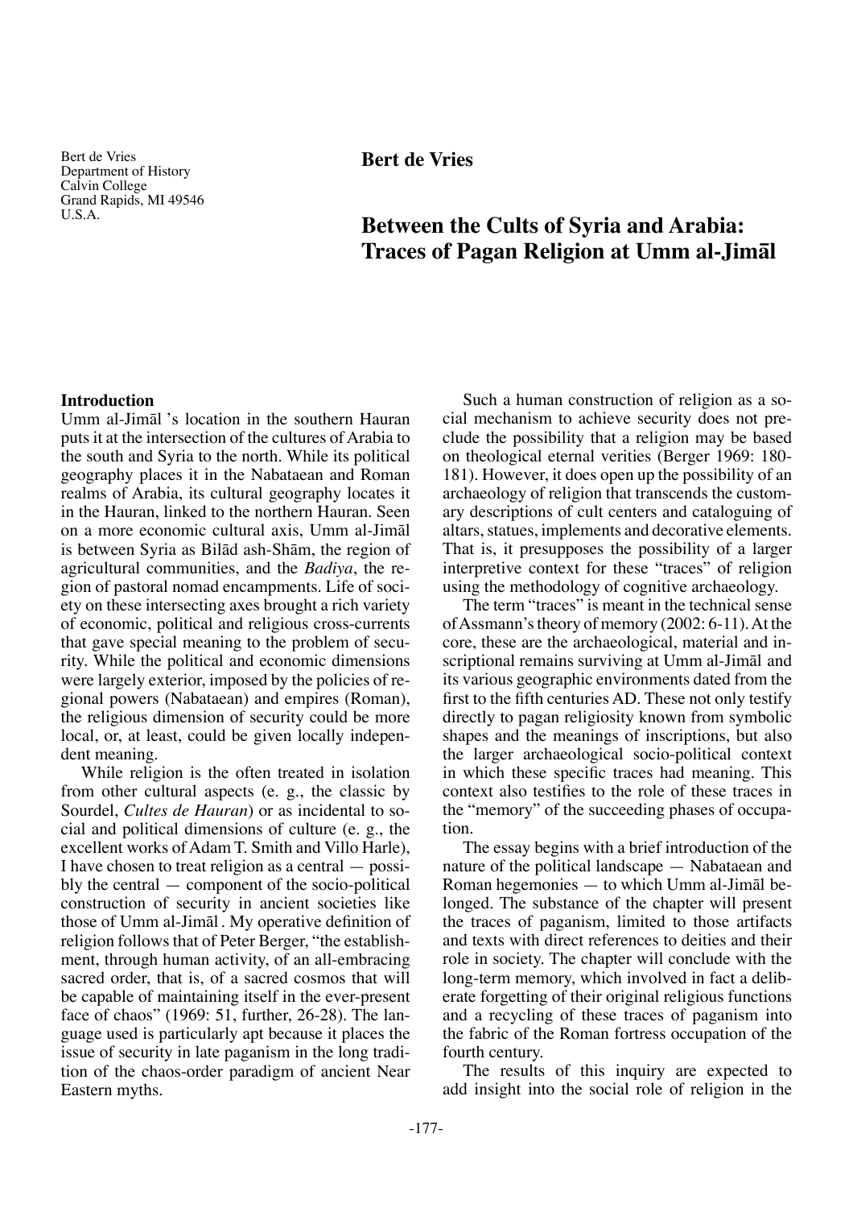Bert de Vries
Department of History
Calvin College
Grand Rapids, MI 49546
U.S.A.

**Bert de Vries**

# Between the Cults of Syria and Arabia: Traces of Pagan Religion at Umm al-Jimāl

## Introduction

Umm al-Jimāl 's location in the southern Hauran puts it at the intersection of the cultures of Arabia to the south and Syria to the north. While its political geography places it in the Nabataean and Roman realms of Arabia, its cultural geography locates it in the Hauran, linked to the northern Hauran. Seen on a more economic cultural axis, Umm al-Jimāl is between Syria as Bilād ash-Shām, the region of agricultural communities, and the *Badiya*, the region of pastoral nomad encampments. Life of society on these intersecting axes brought a rich variety of economic, political and religious cross-currents that gave special meaning to the problem of security. While the political and economic dimensions were largely exterior, imposed by the policies of regional powers (Nabataean) and empires (Roman), the religious dimension of security could be more local, or, at least, could be given locally independent meaning.

While religion is the often treated in isolation from other cultural aspects (e. g., the classic by Sourdel, *Cultes de Hauran*) or as incidental to social and political dimensions of culture (e. g., the excellent works of Adam T. Smith and Villo Harle), I have chosen to treat religion as a central — possibly the central — component of the socio-political construction of security in ancient societies like those of Umm al-Jimāl . My operative definition of religion follows that of Peter Berger, "the establishment, through human activity, of an all-embracing sacred order, that is, of a sacred cosmos that will be capable of maintaining itself in the ever-present face of chaos" (1969: 51, further, 26-28). The language used is particularly apt because it places the issue of security in late paganism in the long tradition of the chaos-order paradigm of ancient Near Eastern myths.

Such a human construction of religion as a social mechanism to achieve security does not preclude the possibility that a religion may be based on theological eternal verities (Berger 1969: 180-181). However, it does open up the possibility of an archaeology of religion that transcends the customary descriptions of cult centers and cataloguing of altars, statues, implements and decorative elements. That is, it presupposes the possibility of a larger interpretive context for these "traces" of religion using the methodology of cognitive archaeology.

The term "traces" is meant in the technical sense of Assmann's theory of memory (2002: 6-11). At the core, these are the archaeological, material and inscriptional remains surviving at Umm al-Jimāl and its various geographic environments dated from the first to the fifth centuries AD. These not only testify directly to pagan religiosity known from symbolic shapes and the meanings of inscriptions, but also the larger archaeological socio-political context in which these specific traces had meaning. This context also testifies to the role of these traces in the "memory" of the succeeding phases of occupation.

The essay begins with a brief introduction of the nature of the political landscape — Nabataean and Roman hegemonies — to which Umm al-Jimāl belonged. The substance of the chapter will present the traces of paganism, limited to those artifacts and texts with direct references to deities and their role in society. The chapter will conclude with the long-term memory, which involved in fact a deliberate forgetting of their original religious functions and a recycling of these traces of paganism into the fabric of the Roman fortress occupation of the fourth century.

The results of this inquiry are expected to add insight into the social role of religion in the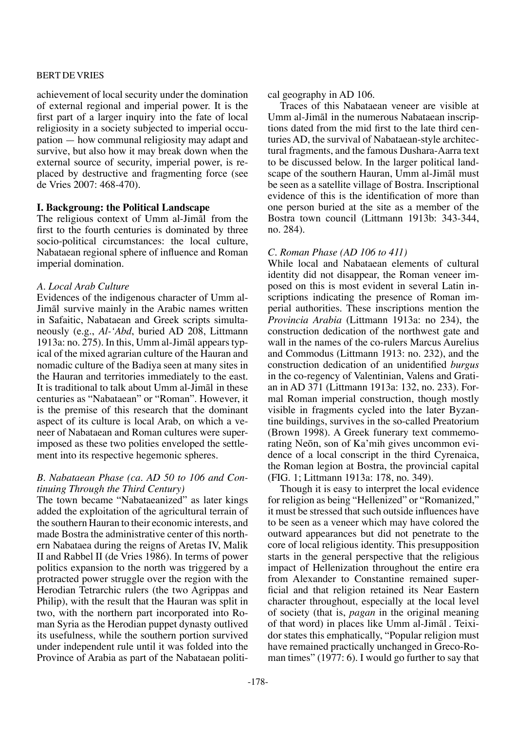achievement of local security under the domination of external regional and imperial power. It is the first part of a larger inquiry into the fate of local religiosity in a society subjected to imperial occupation — how communal religiosity may adapt and survive, but also how it may break down when the external source of security, imperial power, is replaced by destructive and fragmenting force (see de Vries 2007: 468-470).

## I. Backgroung: the Political Landscape

The religious context of Umm al-Jimāl from the first to the fourth centuries is dominated by three socio-political circumstances: the local culture, Nabataean regional sphere of influence and Roman imperial domination.

### *A. Local Arab Culture*

Evidences of the indigenous character of Umm al-Jimāl survive mainly in the Arabic names written in Safaitic, Nabataean and Greek scripts simultaneously (e.g., *Al-'Abd*, buried AD 208, Littmann 1913a: no. 275). In this, Umm al-Jimāl appears typical of the mixed agrarian culture of the Hauran and nomadic culture of the Badiya seen at many sites in the Hauran and territories immediately to the east. It is traditional to talk about Umm al-Jimāl in these centuries as "Nabataean" or "Roman". However, it is the premise of this research that the dominant aspect of its culture is local Arab, on which a veneer of Nabataean and Roman cultures were superimposed as these two polities enveloped the settlement into its respective hegemonic spheres.

### *B. Nabataean Phase (ca. AD 50 to 106 and Continuing Through the Third Century)*

The town became "Nabataeanized" as later kings added the exploitation of the agricultural terrain of the southern Hauran to their economic interests, and made Bostra the administrative center of this northern Nabataea during the reigns of Aretas IV, Malik II and Rabbel II (de Vries 1986). In terms of power politics expansion to the north was triggered by a protracted power struggle over the region with the Herodian Tetrarchic rulers (the two Agrippas and Philip), with the result that the Hauran was split in two, with the northern part incorporated into Roman Syria as the Herodian puppet dynasty outlived its usefulness, while the southern portion survived under independent rule until it was folded into the Province of Arabia as part of the Nabataean political geography in AD 106.

Traces of this Nabataean veneer are visible at Umm al-Jimāl in the numerous Nabataean inscriptions dated from the mid first to the late third centuries AD, the survival of Nabataean-style architectural fragments, and the famous Dushara-Aarra text to be discussed below. In the larger political landscape of the southern Hauran, Umm al-Jimāl must be seen as a satellite village of Bostra. Inscriptional evidence of this is the identification of more than one person buried at the site as a member of the Bostra town council (Littmann 1913b: 343-344, no. 284).

### *C. Roman Phase (AD 106 to 411)*

While local and Nabataean elements of cultural identity did not disappear, the Roman veneer imposed on this is most evident in several Latin inscriptions indicating the presence of Roman imperial authorities. These inscriptions mention the *Provincia Arabia* (Littmann 1913a: no 234), the construction dedication of the northwest gate and wall in the names of the co-rulers Marcus Aurelius and Commodus (Littmann 1913: no. 232), and the construction dedication of an unidentified *burgus* in the co-regency of Valentinian, Valens and Gratian in AD 371 (Littmann 1913a: 132, no. 233). Formal Roman imperial construction, though mostly visible in fragments cycled into the later Byzantine buildings, survives in the so-called Preatorium (Brown 1998). A Greek funerary text commemorating Neōn, son of Ka'mih gives uncommon evidence of a local conscript in the third Cyrenaica, the Roman legion at Bostra, the provincial capital (FIG. 1; Littmann 1913a: 178, no. 349).

Though it is easy to interpret the local evidence for religion as being "Hellenized" or "Romanized," it must be stressed that such outside influences have to be seen as a veneer which may have colored the outward appearances but did not penetrate to the core of local religious identity. This presupposition starts in the general perspective that the religious impact of Hellenization throughout the entire era from Alexander to Constantine remained superficial and that religion retained its Near Eastern character throughout, especially at the local level of society (that is, *pagan* in the original meaning of that word) in places like Umm al-Jimāl . Teixidor states this emphatically, "Popular religion must have remained practically unchanged in Greco-Roman times" (1977: 6). I would go further to say that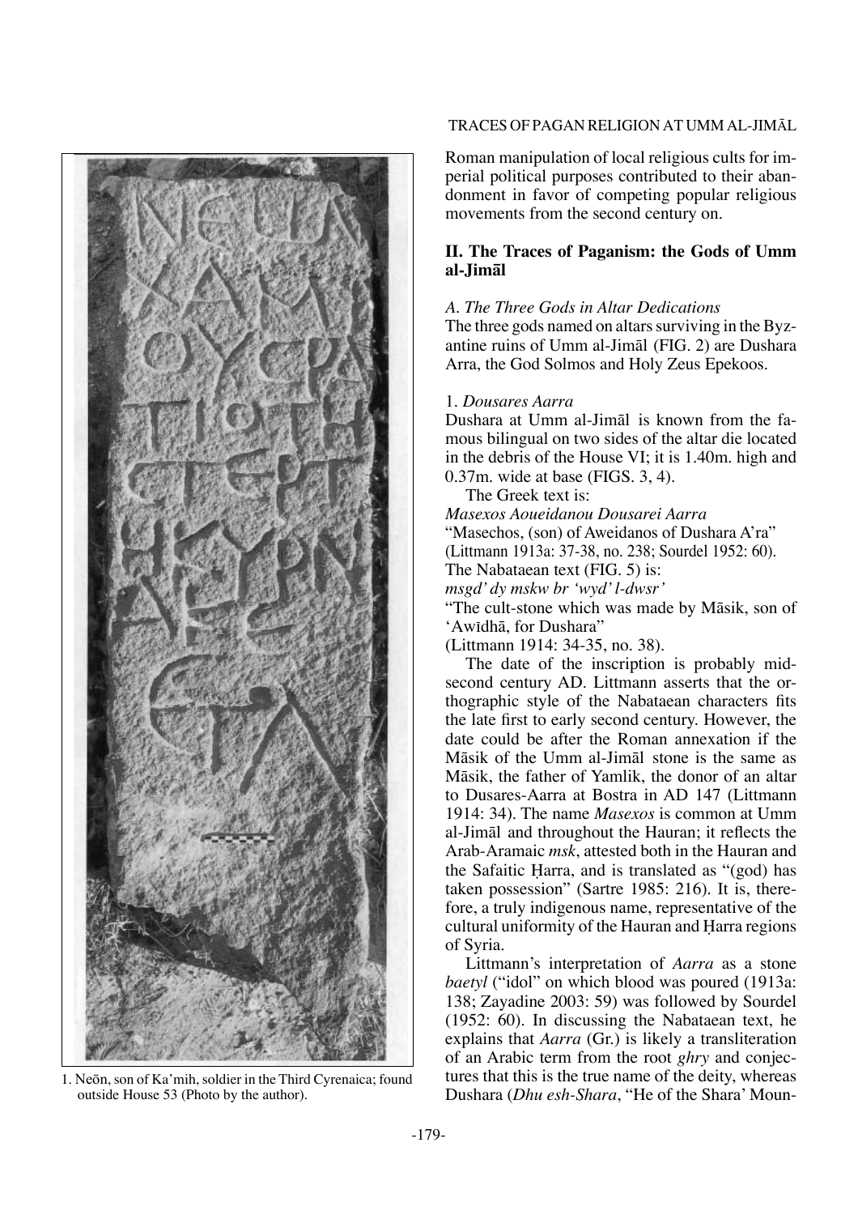1. Neōn, son of Ka'mih, soldier in the Third Cyrenaica; found outside House 53 (Photo by the author).

Roman manipulation of local religious cults for imperial political purposes contributed to their abandonment in favor of competing popular religious movements from the second century on.

## II. The Traces of Paganism: the Gods of Umm al-Jimāl

### *A. The Three Gods in Altar Dedications*

The three gods named on altars surviving in the Byzantine ruins of Umm al-Jimāl (FIG. 2) are Dushara Arra, the God Solmos and Holy Zeus Epekoos.

#### 1. *Dousares Aarra*

Dushara at Umm al-Jimāl is known from the famous bilingual on two sides of the altar die located in the debris of the House VI; it is 1.40m. high and 0.37m. wide at base (FIGS. 3, 4).

The Greek text is:

*Masexos Aoueidanou Dousarei Aarra*

"Masechos, (son) of Aweidanos of Dushara A'ra" (Littmann 1913a: 37-38, no. 238; Sourdel 1952: 60).

The Nabataean text (FIG. 5) is:

*msgd' dy mskw br 'wyd' l-dwsr'*

"The cult-stone which was made by Māsik, son of 'Awīdhā, for Dushara"

(Littmann 1914: 34-35, no. 38).

The date of the inscription is probably mid-second century AD. Littmann asserts that the orthographic style of the Nabataean characters fits the late first to early second century. However, the date could be after the Roman annexation if the Māsik of the Umm al-Jimāl stone is the same as Māsik, the father of Yamlik, the donor of an altar to Dusares-Aarra at Bostra in AD 147 (Littmann 1914: 34). The name *Masexos* is common at Umm al-Jimāl and throughout the Hauran; it reflects the Arab-Aramaic *msk*, attested both in the Hauran and the Safaitic Ḥarra, and is translated as "(god) has taken possession" (Sartre 1985: 216). It is, therefore, a truly indigenous name, representative of the cultural uniformity of the Hauran and Ḥarra regions of Syria.

Littmann's interpretation of *Aarra* as a stone *baetyl* ("idol" on which blood was poured (1913a: 138; Zayadine 2003: 59) was followed by Sourdel (1952: 60). In discussing the Nabataean text, he explains that *Aarra* (Gr.) is likely a transliteration of an Arabic term from the root *ghry* and conjectures that this is the true name of the deity, whereas Dushara (*Dhu esh-Shara*, "He of the Shara' Moun-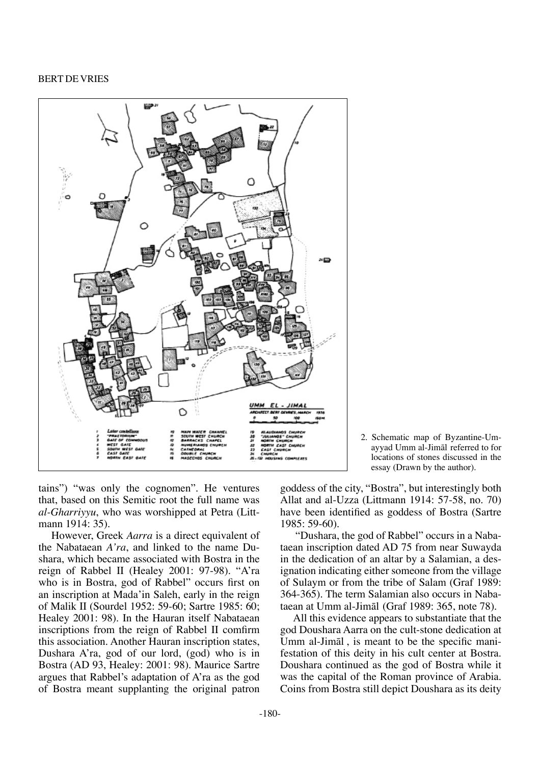2. Schematic map of Byzantine-Umayyad Umm al-Jimāl referred to for locations of stones discussed in the essay (Drawn by the author).

tains") "was only the cognomen". He ventures that, based on this Semitic root the full name was *al-Gharriyyu*, who was worshipped at Petra (Littmann 1914: 35).

However, Greek *Aarra* is a direct equivalent of the Nabataean *A'ra*, and linked to the name Dushara, which became associated with Bostra in the reign of Rabbel II (Healey 2001: 97-98). "A'ra who is in Bostra, god of Rabbel" occurs first on an inscription at Mada'in Saleh, early in the reign of Malik II (Sourdel 1952: 59-60; Sartre 1985: 60; Healey 2001: 98). In the Hauran itself Nabataean inscriptions from the reign of Rabbel II comfirm this association. Another Hauran inscription states, Dushara A'ra, god of our lord, (god) who is in Bostra (AD 93, Healey: 2001: 98). Maurice Sartre argues that Rabbel's adaptation of A'ra as the god of Bostra meant supplanting the original patron goddess of the city, "Bostra", but interestingly both Allat and al-Uzza (Littmann 1914: 57-58, no. 70) have been identified as goddess of Bostra (Sartre 1985: 59-60).

"Dushara, the god of Rabbel" occurs in a Nabataean inscription dated AD 75 from near Suwayda in the dedication of an altar by a Salamian, a designation indicating either someone from the village of Sulaym or from the tribe of Salam (Graf 1989: 364-365). The term Salamian also occurs in Nabataean at Umm al-Jimāl (Graf 1989: 365, note 78).

All this evidence appears to substantiate that the god Doushara Aarra on the cult-stone dedication at Umm al-Jimāl , is meant to be the specific manifestation of this deity in his cult center at Bostra. Doushara continued as the god of Bostra while it was the capital of the Roman province of Arabia. Coins from Bostra still depict Doushara as its deity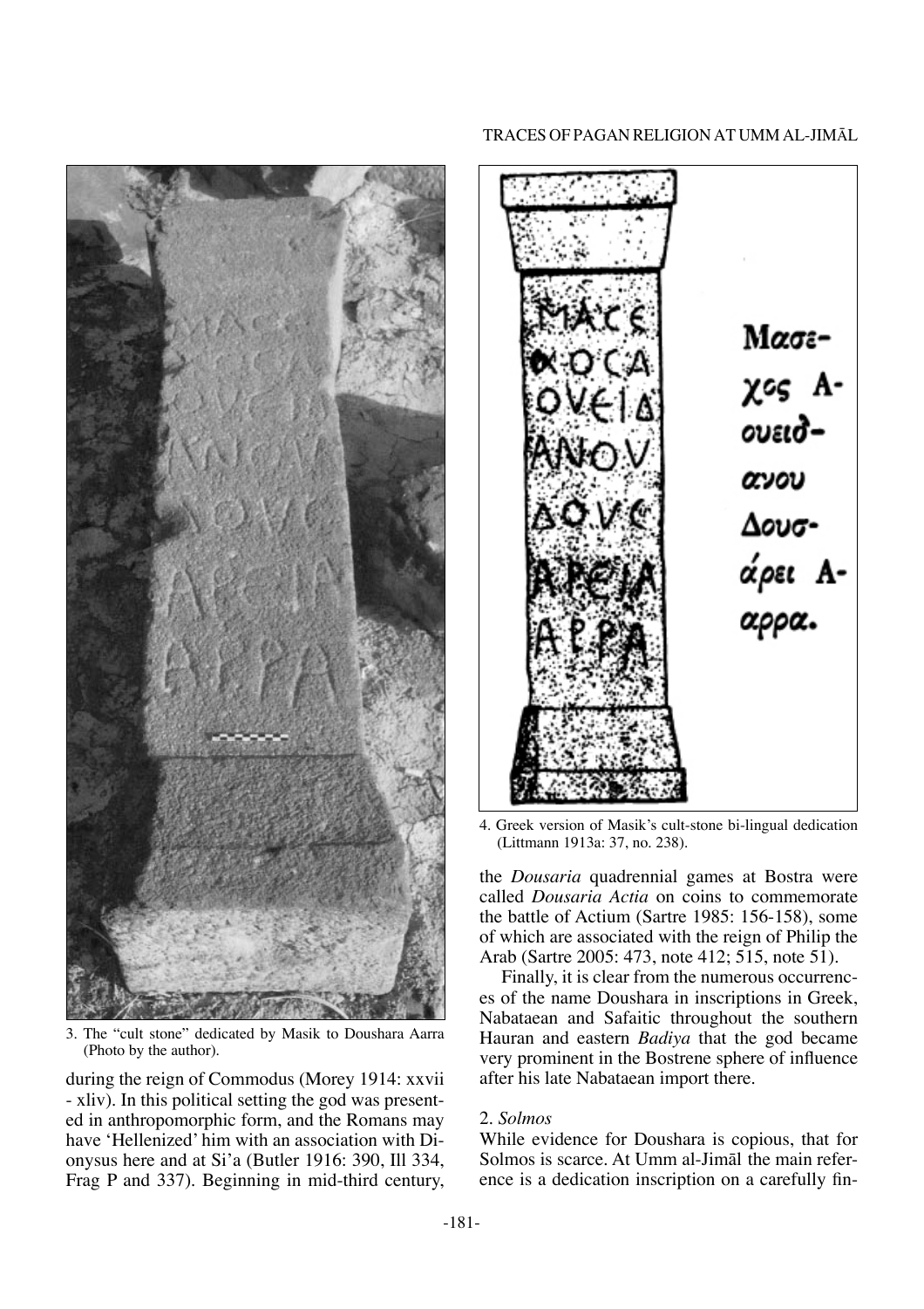3. The "cult stone" dedicated by Masik to Doushara Aarra (Photo by the author).

4. Greek version of Masik's cult-stone bi-lingual dedication (Littmann 1913a: 37, no. 238).

during the reign of Commodus (Morey 1914: xxvii - xliv). In this political setting the god was presented in anthropomorphic form, and the Romans may have 'Hellenized' him with an association with Dionysus here and at Si'a (Butler 1916: 390, Ill 334, Frag P and 337). Beginning in mid-third century, the *Dousaria* quadrennial games at Bostra were called *Dousaria Actia* on coins to commemorate the battle of Actium (Sartre 1985: 156-158), some of which are associated with the reign of Philip the Arab (Sartre 2005: 473, note 412; 515, note 51).

Finally, it is clear from the numerous occurrences of the name Doushara in inscriptions in Greek, Nabataean and Safaitic throughout the southern Hauran and eastern *Badiya* that the god became very prominent in the Bostrene sphere of influence after his late Nabataean import there.

## 2. *Solmos*

While evidence for Doushara is copious, that for Solmos is scarce. At Umm al-Jimāl the main reference is a dedication inscription on a carefully fin-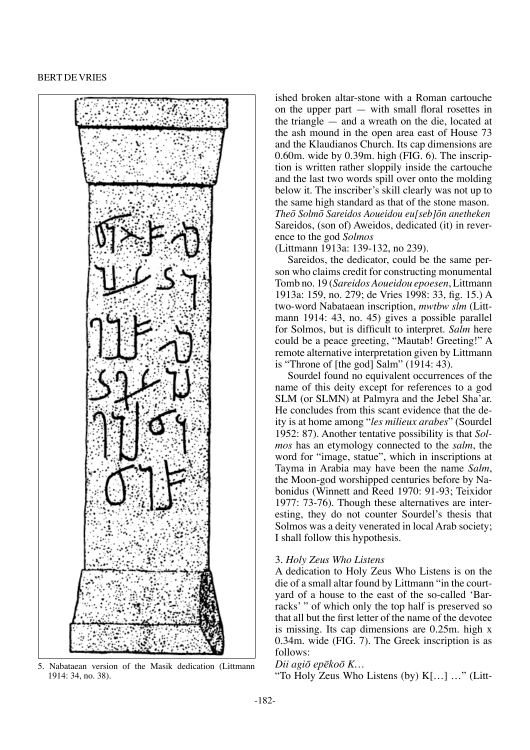5. Nabataean version of the Masik dedication (Littmann 1914: 34, no. 38).

ished broken altar-stone with a Roman cartouche on the upper part — with small floral rosettes in the triangle — and a wreath on the die, located at the ash mound in the open area east of House 73 and the Klaudianos Church. Its cap dimensions are 0.60m. wide by 0.39m. high (FIG. 6). The inscription is written rather sloppily inside the cartouche and the last two words spill over onto the molding below it. The inscriber's skill clearly was not up to the same high standard as that of the stone mason.

*Theō Solmō Sareidos Aoueidou eu[seb]ōn anetheken*
Sareidos, (son of) Aweidos, dedicated (it) in reverence to the god *Solmos*
(Littmann 1913a: 139-132, no 239).

Sareidos, the dedicator, could be the same person who claims credit for constructing monumental Tomb no. 19 (*Sareidos Aoueidou epoesen*, Littmann 1913a: 159, no. 279; de Vries 1998: 33, fig. 15.) A two-word Nabataean inscription, *mwtbw slm* (Littmann 1914: 43, no. 45) gives a possible parallel for Solmos, but is difficult to interpret. *Salm* here could be a peace greeting, "Mautab! Greeting!" A remote alternative interpretation given by Littmann is "Throne of [the god] Salm" (1914: 43).

Sourdel found no equivalent occurrences of the name of this deity except for references to a god SLM (or SLMN) at Palmyra and the Jebel Sha'ar. He concludes from this scant evidence that the deity is at home among "*les milieux arabes*" (Sourdel 1952: 87). Another tentative possibility is that *Solmos* has an etymology connected to the *salm*, the word for "image, statue", which in inscriptions at Tayma in Arabia may have been the name *Salm*, the Moon-god worshipped centuries before by Nabonidus (Winnett and Reed 1970: 91-93; Teixidor 1977: 73-76). Though these alternatives are interesting, they do not counter Sourdel's thesis that Solmos was a deity venerated in local Arab society; I shall follow this hypothesis.

### 3. *Holy Zeus Who Listens*

A dedication to Holy Zeus Who Listens is on the die of a small altar found by Littmann "in the courtyard of a house to the east of the so-called 'Barracks' " of which only the top half is preserved so that all but the first letter of the name of the devotee is missing. Its cap dimensions are 0.25m. high x 0.34m. wide (FIG. 7). The Greek inscription is as follows:

*Dii agiō epēkoō K…*
"To Holy Zeus Who Listens (by) K[…] …" (Litt-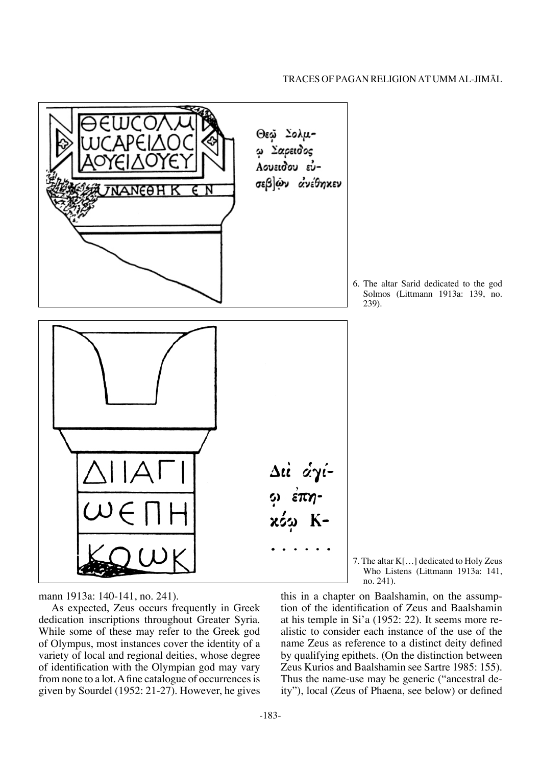6. The altar Sarid dedicated to the god Solmos (Littmann 1913a: 139, no. 239).

7. The altar K[…] dedicated to Holy Zeus Who Listens (Littmann 1913a: 141, no. 241).

mann 1913a: 140-141, no. 241).

As expected, Zeus occurs frequently in Greek dedication inscriptions throughout Greater Syria. While some of these may refer to the Greek god of Olympus, most instances cover the identity of a variety of local and regional deities, whose degree of identification with the Olympian god may vary from none to a lot. A fine catalogue of occurrences is given by Sourdel (1952: 21-27). However, he gives this in a chapter on Baalshamin, on the assumption of the identification of Zeus and Baalshamin at his temple in Si'a (1952: 22). It seems more realistic to consider each instance of the use of the name Zeus as reference to a distinct deity defined by qualifying epithets. (On the distinction between Zeus Kurios and Baalshamin see Sartre 1985: 155). Thus the name-use may be generic ("ancestral deity"), local (Zeus of Phaena, see below) or defined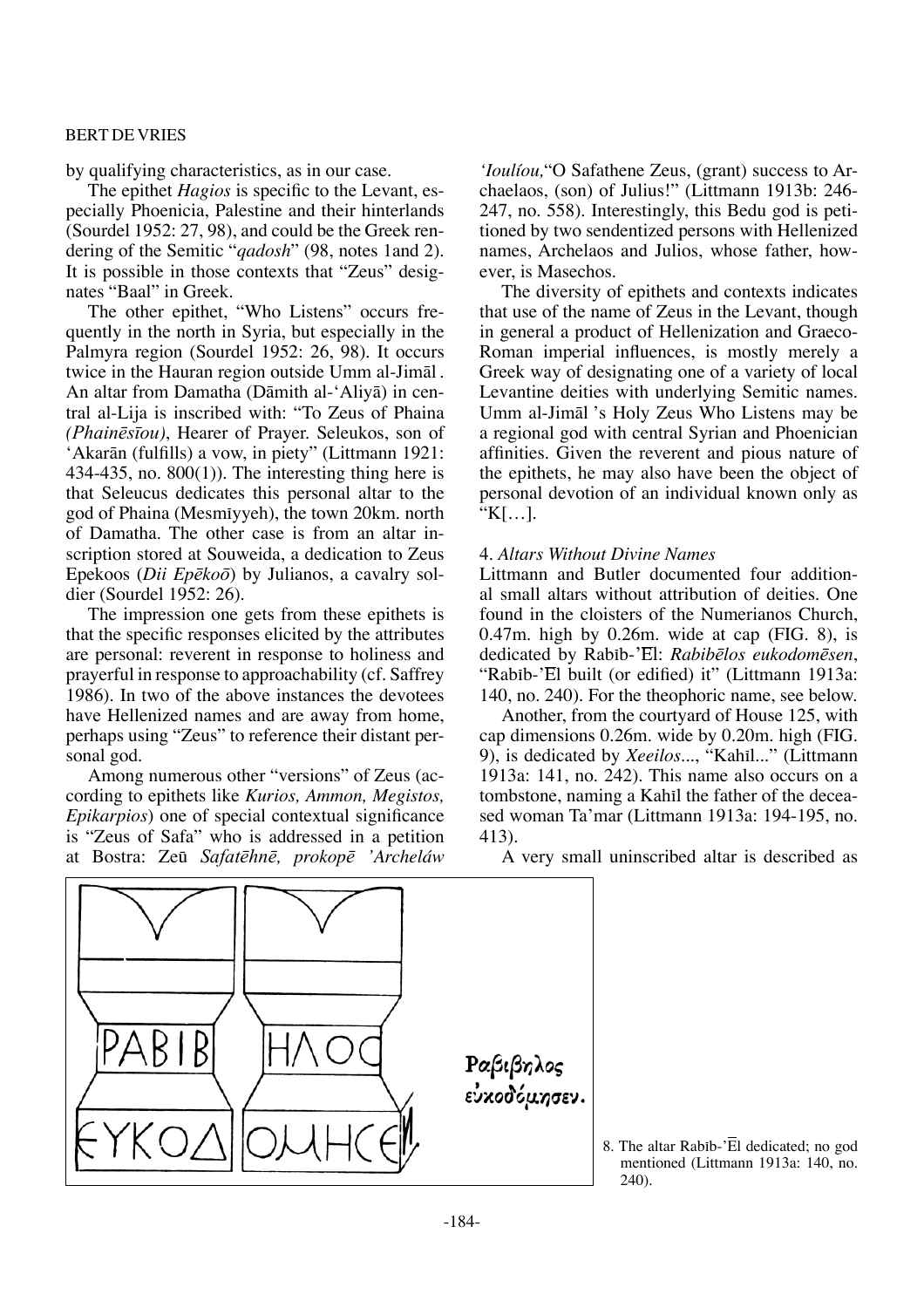by qualifying characteristics, as in our case.

The epithet *Hagios* is specific to the Levant, especially Phoenicia, Palestine and their hinterlands (Sourdel 1952: 27, 98), and could be the Greek rendering of the Semitic "*qadosh*" (98, notes 1and 2). It is possible in those contexts that "Zeus" designates "Baal" in Greek.

The other epithet, "Who Listens" occurs frequently in the north in Syria, but especially in the Palmyra region (Sourdel 1952: 26, 98). It occurs twice in the Hauran region outside Umm al-Jimāl . An altar from Damatha (Dāmith al-'Aliyā) in central al-Lija is inscribed with: "To Zeus of Phaina *(Phainēsīou)*, Hearer of Prayer. Seleukos, son of 'Akarān (fulfills) a vow, in piety" (Littmann 1921: 434-435, no. 800(1)). The interesting thing here is that Seleucus dedicates this personal altar to the god of Phaina (Mesmīyyeh), the town 20km. north of Damatha. The other case is from an altar inscription stored at Souweida, a dedication to Zeus Epekoos (*Dii Epēkoō*) by Julianos, a cavalry soldier (Sourdel 1952: 26).

The impression one gets from these epithets is that the specific responses elicited by the attributes are personal: reverent in response to holiness and prayerful in response to approachability (cf. Saffrey 1986). In two of the above instances the devotees have Hellenized names and are away from home, perhaps using "Zeus" to reference their distant personal god.

Among numerous other "versions" of Zeus (according to epithets like *Kurios, Ammon, Megistos, Epikarpios*) one of special contextual significance is "Zeus of Safa" who is addressed in a petition at Bostra: Zeū *Safatēhnē, prokopē 'Archeláw 'Ioulíou,*"O Safathene Zeus, (grant) success to Archaelaos, (son) of Julius!" (Littmann 1913b: 246-247, no. 558). Interestingly, this Bedu god is petitioned by two sendentized persons with Hellenized names, Archelaos and Julios, whose father, however, is Masechos.

The diversity of epithets and contexts indicates that use of the name of Zeus in the Levant, though in general a product of Hellenization and Graeco-Roman imperial influences, is mostly merely a Greek way of designating one of a variety of local Levantine deities with underlying Semitic names. Umm al-Jimāl 's Holy Zeus Who Listens may be a regional god with central Syrian and Phoenician affinities. Given the reverent and pious nature of the epithets, he may also have been the object of personal devotion of an individual known only as "K[…].

#### 4. *Altars Without Divine Names*

Littmann and Butler documented four additional small altars without attribution of deities. One found in the cloisters of the Numerianos Church, 0.47m. high by 0.26m. wide at cap (FIG. 8), is dedicated by Rabīb-'Ēl: *Rabibēlos eukodomēsen*, "Rabīb-'Ēl built (or edified) it" (Littmann 1913a: 140, no. 240). For the theophoric name, see below.

Another, from the courtyard of House 125, with cap dimensions 0.26m. wide by 0.20m. high (FIG. 9), is dedicated by *Xeeilos...*, "Kahīl..." (Littmann 1913a: 141, no. 242). This name also occurs on a tombstone, naming a Kahīl the father of the deceased woman Ta'mar (Littmann 1913a: 194-195, no. 413).

A very small uninscribed altar is described as

8. The altar Rabīb-'Ēl dedicated; no god mentioned (Littmann 1913a: 140, no. 240).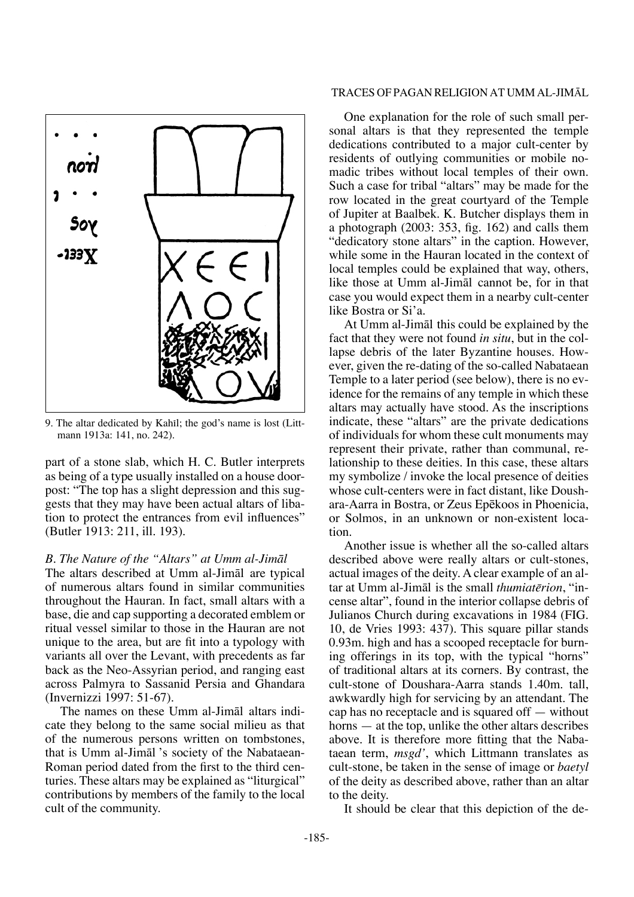9. The altar dedicated by Kahīl; the god's name is lost (Littmann 1913a: 141, no. 242).

part of a stone slab, which H. C. Butler interprets as being of a type usually installed on a house doorpost: "The top has a slight depression and this suggests that they may have been actual altars of libation to protect the entrances from evil influences" (Butler 1913: 211, ill. 193).

### *B. The Nature of the "Altars" at Umm al-Jimāl*

The altars described at Umm al-Jimāl are typical of numerous altars found in similar communities throughout the Hauran. In fact, small altars with a base, die and cap supporting a decorated emblem or ritual vessel similar to those in the Hauran are not unique to the area, but are fit into a typology with variants all over the Levant, with precedents as far back as the Neo-Assyrian period, and ranging east across Palmyra to Sassanid Persia and Ghandara (Invernizzi 1997: 51-67).

The names on these Umm al-Jimāl altars indicate they belong to the same social milieu as that of the numerous persons written on tombstones, that is Umm al-Jimāl 's society of the Nabataean-Roman period dated from the first to the third centuries. These altars may be explained as "liturgical" contributions by members of the family to the local cult of the community.

One explanation for the role of such small personal altars is that they represented the temple dedications contributed to a major cult-center by residents of outlying communities or mobile nomadic tribes without local temples of their own. Such a case for tribal "altars" may be made for the row located in the great courtyard of the Temple of Jupiter at Baalbek. K. Butcher displays them in a photograph (2003: 353, fig. 162) and calls them "dedicatory stone altars" in the caption. However, while some in the Hauran located in the context of local temples could be explained that way, others, like those at Umm al-Jimāl cannot be, for in that case you would expect them in a nearby cult-center like Bostra or Si'a.

At Umm al-Jimāl this could be explained by the fact that they were not found *in situ*, but in the collapse debris of the later Byzantine houses. However, given the re-dating of the so-called Nabataean Temple to a later period (see below), there is no evidence for the remains of any temple in which these altars may actually have stood. As the inscriptions indicate, these "altars" are the private dedications of individuals for whom these cult monuments may represent their private, rather than communal, relationship to these deities. In this case, these altars my symbolize / invoke the local presence of deities whose cult-centers were in fact distant, like Doushara-Aarra in Bostra, or Zeus Epēkoos in Phoenicia, or Solmos, in an unknown or non-existent location.

Another issue is whether all the so-called altars described above were really altars or cult-stones, actual images of the deity. A clear example of an altar at Umm al-Jimāl is the small *thumiatērion*, "incense altar", found in the interior collapse debris of Julianos Church during excavations in 1984 (FIG. 10, de Vries 1993: 437). This square pillar stands 0.93m. high and has a scooped receptacle for burning offerings in its top, with the typical "horns" of traditional altars at its corners. By contrast, the cult-stone of Doushara-Aarra stands 1.40m. tall, awkwardly high for servicing by an attendant. The cap has no receptacle and is squared off — without horns — at the top, unlike the other altars describes above. It is therefore more fitting that the Nabataean term, *msgd'*, which Littmann translates as cult-stone, be taken in the sense of image or *baetyl* of the deity as described above, rather than an altar to the deity.

It should be clear that this depiction of the de-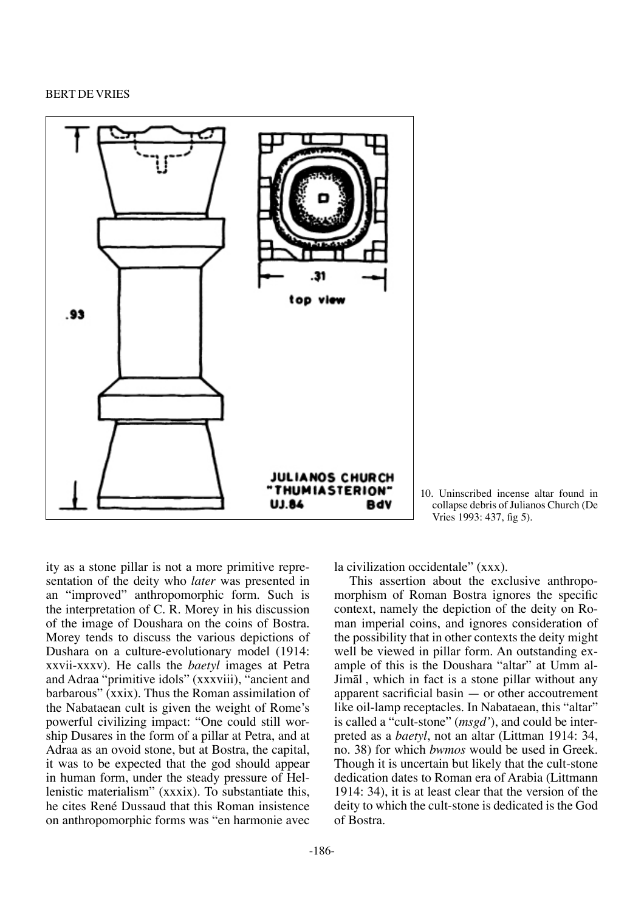10. Uninscribed incense altar found in collapse debris of Julianos Church (De Vries 1993: 437, fig 5).

ity as a stone pillar is not a more primitive representation of the deity who *later* was presented in an "improved" anthropomorphic form. Such is the interpretation of C. R. Morey in his discussion of the image of Doushara on the coins of Bostra. Morey tends to discuss the various depictions of Dushara on a culture-evolutionary model (1914: xxvii-xxxv). He calls the *baetyl* images at Petra and Adraa "primitive idols" (xxxviii), "ancient and barbarous" (xxix). Thus the Roman assimilation of the Nabataean cult is given the weight of Rome's powerful civilizing impact: "One could still worship Dusares in the form of a pillar at Petra, and at Adraa as an ovoid stone, but at Bostra, the capital, it was to be expected that the god should appear in human form, under the steady pressure of Hellenistic materialism" (xxxix). To substantiate this, he cites René Dussaud that this Roman insistence on anthropomorphic forms was "en harmonie avec la civilization occidentale" (xxx).

This assertion about the exclusive anthropomorphism of Roman Bostra ignores the specific context, namely the depiction of the deity on Roman imperial coins, and ignores consideration of the possibility that in other contexts the deity might well be viewed in pillar form. An outstanding example of this is the Doushara "altar" at Umm al-Jimāl , which in fact is a stone pillar without any apparent sacrificial basin — or other accoutrement like oil-lamp receptacles. In Nabataean, this "altar" is called a "cult-stone" (*msgd'*), and could be interpreted as a *baetyl*, not an altar (Littman 1914: 34, no. 38) for which *bwmos* would be used in Greek. Though it is uncertain but likely that the cult-stone dedication dates to Roman era of Arabia (Littmann 1914: 34), it is at least clear that the version of the deity to which the cult-stone is dedicated is the God of Bostra.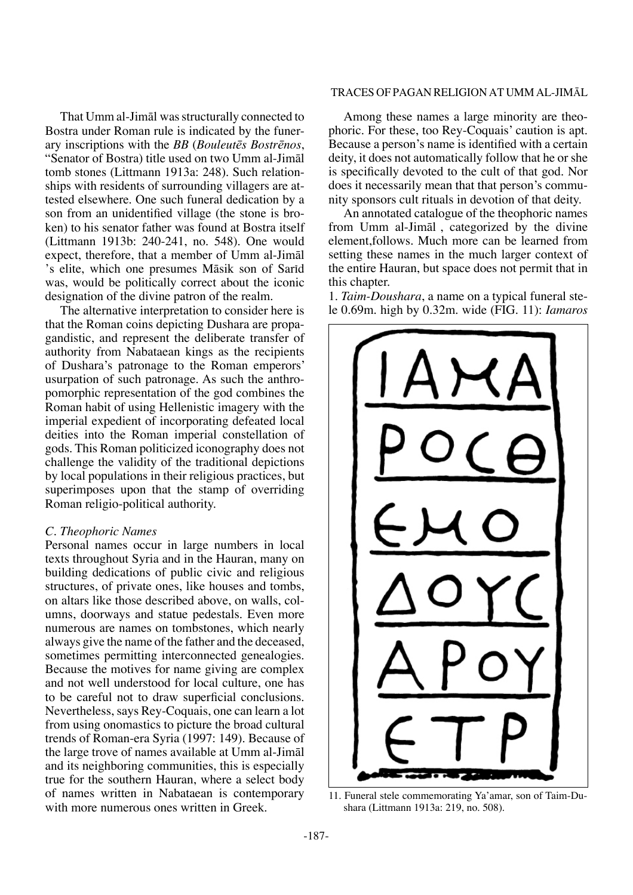That Umm al-Jimāl was structurally connected to Bostra under Roman rule is indicated by the funerary inscriptions with the *BB* (*Bouleutēs Bostrēnos*, "Senator of Bostra) title used on two Umm al-Jimāl tomb stones (Littmann 1913a: 248). Such relationships with residents of surrounding villagers are attested elsewhere. One such funeral dedication by a son from an unidentified village (the stone is broken) to his senator father was found at Bostra itself (Littmann 1913b: 240-241, no. 548). One would expect, therefore, that a member of Umm al-Jimāl 's elite, which one presumes Māsik son of Sarīd was, would be politically correct about the iconic designation of the divine patron of the realm.

The alternative interpretation to consider here is that the Roman coins depicting Dushara are propagandistic, and represent the deliberate transfer of authority from Nabataean kings as the recipients of Dushara's patronage to the Roman emperors' usurpation of such patronage. As such the anthropomorphic representation of the god combines the Roman habit of using Hellenistic imagery with the imperial expedient of incorporating defeated local deities into the Roman imperial constellation of gods. This Roman politicized iconography does not challenge the validity of the traditional depictions by local populations in their religious practices, but superimposes upon that the stamp of overriding Roman religio-political authority.

### *C. Theophoric Names*

Personal names occur in large numbers in local texts throughout Syria and in the Hauran, many on building dedications of public civic and religious structures, of private ones, like houses and tombs, on altars like those described above, on walls, columns, doorways and statue pedestals. Even more numerous are names on tombstones, which nearly always give the name of the father and the deceased, sometimes permitting interconnected genealogies. Because the motives for name giving are complex and not well understood for local culture, one has to be careful not to draw superficial conclusions. Nevertheless, says Rey-Coquais, one can learn a lot from using onomastics to picture the broad cultural trends of Roman-era Syria (1997: 149). Because of the large trove of names available at Umm al-Jimāl and its neighboring communities, this is especially true for the southern Hauran, where a select body of names written in Nabataean is contemporary with more numerous ones written in Greek.

Among these names a large minority are theophoric. For these, too Rey-Coquais' caution is apt. Because a person's name is identified with a certain deity, it does not automatically follow that he or she is specifically devoted to the cult of that god. Nor does it necessarily mean that that person's community sponsors cult rituals in devotion of that deity.

An annotated catalogue of the theophoric names from Umm al-Jimāl , categorized by the divine element,follows. Much more can be learned from setting these names in the much larger context of the entire Hauran, but space does not permit that in this chapter.

1. *Taim-Doushara*, a name on a typical funeral stele 0.69m. high by 0.32m. wide (FIG. 11): *Iamaros*

ΙΑΜΑ
ΡΟϹΘ
ЄΜΟ
ΔΟΥϹ
ΑΡΟΥ
ЄΤΡ

11. Funeral stele commemorating Ya'amar, son of Taim-Dushara (Littmann 1913a: 219, no. 508).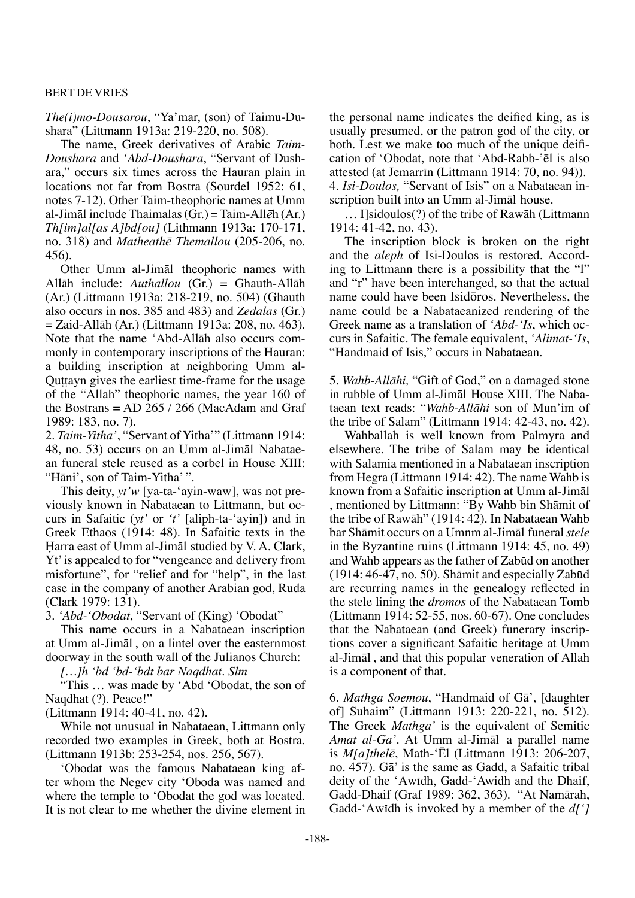*The(i)mo-Dousarou*, "Ya'mar, (son) of Taimu-Dushara" (Littmann 1913a: 219-220, no. 508).

The name, Greek derivatives of Arabic *Taim-Doushara* and *'Abd-Doushara*, "Servant of Dushara," occurs six times across the Hauran plain in locations not far from Bostra (Sourdel 1952: 61, notes 7-12). Other Taim-theophoric names at Umm al-Jimāl include Thaimalas (Gr.) = Taim-Allēh (Ar.) *Th[im]al[as A]bd[ou]* (Lithmann 1913a: 170-171, no. 318) and *Matheathē Themallou* (205-206, no. 456).

Other Umm al-Jimāl theophoric names with Allāh include: *Authallou* (Gr.) = Ghauth-Allāh (Ar.) (Littmann 1913a: 218-219, no. 504) (Ghauth also occurs in nos. 385 and 483) and *Zedalas* (Gr.) = Zaid-Allāh (Ar.) (Littmann 1913a: 208, no. 463). Note that the name 'Abd-Allāh also occurs commonly in contemporary inscriptions of the Hauran: a building inscription at neighboring Umm al-Quṭṭayn gives the earliest time-frame for the usage of the "Allah" theophoric names, the year 160 of the Bostrans = AD 265 / 266 (MacAdam and Graf 1989: 183, no. 7).

2. *Taim-Yitha'*, "Servant of Yitha'" (Littmann 1914: 48, no. 53) occurs on an Umm al-Jimāl Nabataean funeral stele reused as a corbel in House XIII: "Hāni', son of Taim-Yitha' ".

This deity, *yt'w* [ya-ta-'ayin-waw], was not previously known in Nabataean to Littmann, but occurs in Safaitic (*yt'* or *'t'* [aliph-ta-'ayin]) and in Greek Ethaos (1914: 48). In Safaitic texts in the Ḥarra east of Umm al-Jimāl studied by V. A. Clark, Yt' is appealed to for "vengeance and delivery from misfortune", for "relief and for "help", in the last case in the company of another Arabian god, Ruda (Clark 1979: 131).

3. *'Abd-'Obodat*, "Servant of (King) 'Obodat"

This name occurs in a Nabataean inscription at Umm al-Jimāl , on a lintel over the easternmost doorway in the south wall of the Julianos Church:

*[…]h 'bd 'bd-'bdt bar Naqdhat. Slm*

"This … was made by 'Abd 'Obodat, the son of Naqdhat (?). Peace!"

(Littmann 1914: 40-41, no. 42).

While not unusual in Nabataean, Littmann only recorded two examples in Greek, both at Bostra. (Littmann 1913b: 253-254, nos. 256, 567).

'Obodat was the famous Nabataean king after whom the Negev city 'Oboda was named and where the temple to 'Obodat the god was located. It is not clear to me whether the divine element in the personal name indicates the deified king, as is usually presumed, or the patron god of the city, or both. Lest we make too much of the unique deification of 'Obodat, note that 'Abd-Rabb-'ēl is also attested (at Jemarrīn (Littmann 1914: 70, no. 94)).

4. *Isi-Doulos,* "Servant of Isis" on a Nabataean inscription built into an Umm al-Jimāl house.

… I]sidoulos(?) of the tribe of Rawāh (Littmann 1914: 41-42, no. 43).

The inscription block is broken on the right and the *aleph* of Isi-Doulos is restored. According to Littmann there is a possibility that the "l" and "r" have been interchanged, so that the actual name could have been Isidōros. Nevertheless, the name could be a Nabataeanized rendering of the Greek name as a translation of *'Abd-'Is*, which occurs in Safaitic. The female equivalent, *'Alimat-'Is*, "Handmaid of Isis," occurs in Nabataean.

5. *Wahb-Allāhi,* "Gift of God," on a damaged stone in rubble of Umm al-Jimāl House XIII. The Nabataean text reads: "*Wahb-Allāhi* son of Mun'im of the tribe of Salam" (Littmann 1914: 42-43, no. 42).

Wahballah is well known from Palmyra and elsewhere. The tribe of Salam may be identical with Salamia mentioned in a Nabataean inscription from Hegra (Littmann 1914: 42). The name Wahb is known from a Safaitic inscription at Umm al-Jimāl , mentioned by Littmann: "By Wahb bin Shāmit of the tribe of Rawāh" (1914: 42). In Nabataean Wahb bar Shāmit occurs on a Umnm al-Jimāl funeral *stele* in the Byzantine ruins (Littmann 1914: 45, no. 49) and Wahb appears as the father of Zabūd on another (1914: 46-47, no. 50). Shāmit and especially Zabūd are recurring names in the genealogy reflected in the stele lining the *dromos* of the Nabataean Tomb (Littmann 1914: 52-55, nos. 60-67). One concludes that the Nabataean (and Greek) funerary inscriptions cover a significant Safaitic heritage at Umm al-Jimāl , and that this popular veneration of Allah is a component of that.

6. *Mathga Soemou*, "Handmaid of Gā', [daughter of] Suhaim" (Littmann 1913: 220-221, no. 512). The Greek *Mathga'* is the equivalent of Semitic *Amat al-Ga'*. At Umm al-Jimāl a parallel name is *M[a]thelē*, Math-'Ēl (Littmann 1913: 206-207, no. 457). Gā' is the same as Gadd, a Safaitic tribal deity of the 'Awīdh, Gadd-'Awidh and the Dhaif, Gadd-Dhaif (Graf 1989: 362, 363). "At Namārah, Gadd-'Awīdh is invoked by a member of the *d['*]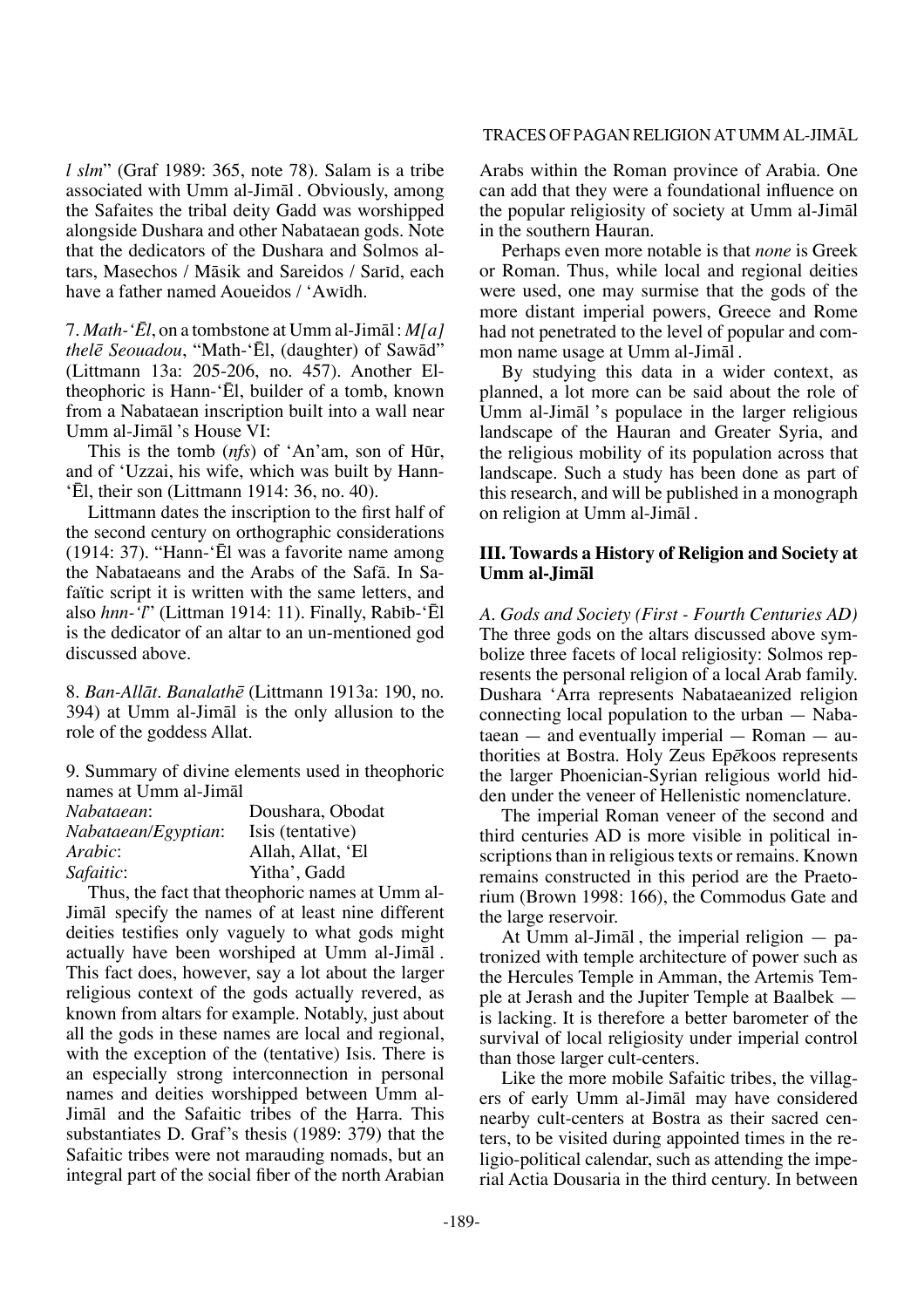*l slm*" (Graf 1989: 365, note 78). Salam is a tribe associated with Umm al-Jimāl . Obviously, among the Safaites the tribal deity Gadd was worshipped alongside Dushara and other Nabataean gods. Note that the dedicators of the Dushara and Solmos altars, Masechos / Māsik and Sareidos / Sarīd, each have a father named Aoueidos / 'Awīdh.

7. *Math-'Ēl*, on a tombstone at Umm al-Jimāl : *M[a] thelē Seouadou*, "Math-'Ēl, (daughter) of Sawād" (Littmann 13a: 205-206, no. 457). Another El-theophoric is Hann-'Ēl, builder of a tomb, known from a Nabataean inscription built into a wall near Umm al-Jimāl 's House VI:

This is the tomb (*nfs*) of 'An'am, son of Hūr, and of 'Uzzai, his wife, which was built by Hann-'Ēl, their son (Littmann 1914: 36, no. 40).

Littmann dates the inscription to the first half of the second century on orthographic considerations (1914: 37). "Hann-'Ēl was a favorite name among the Nabataeans and the Arabs of the Safā. In Safaïtic script it is written with the same letters, and also *hnn-'l*" (Littman 1914: 11). Finally, Rabīb-'Ēl is the dedicator of an altar to an un-mentioned god discussed above.

8. *Ban-Allāt*. *Banalathē* (Littmann 1913a: 190, no. 394) at Umm al-Jimāl is the only allusion to the role of the goddess Allat.

9. Summary of divine elements used in theophoric names at Umm al-Jimāl

| | |
|---|---|
| *Nabataean*: | Doushara, Obodat |
| *Nabataean/Egyptian*: | Isis (tentative) |
| *Arabic*: | Allah, Allat, 'El |
| *Safaitic*: | Yitha', Gadd |

Thus, the fact that theophoric names at Umm al-Jimāl specify the names of at least nine different deities testifies only vaguely to what gods might actually have been worshiped at Umm al-Jimāl . This fact does, however, say a lot about the larger religious context of the gods actually revered, as known from altars for example. Notably, just about all the gods in these names are local and regional, with the exception of the (tentative) Isis. There is an especially strong interconnection in personal names and deities worshipped between Umm al-Jimāl and the Safaitic tribes of the Ḥarra. This substantiates D. Graf's thesis (1989: 379) that the Safaitic tribes were not marauding nomads, but an integral part of the social fiber of the north Arabian Arabs within the Roman province of Arabia. One can add that they were a foundational influence on the popular religiosity of society at Umm al-Jimāl in the southern Hauran.

Perhaps even more notable is that *none* is Greek or Roman. Thus, while local and regional deities were used, one may surmise that the gods of the more distant imperial powers, Greece and Rome had not penetrated to the level of popular and common name usage at Umm al-Jimāl .

By studying this data in a wider context, as planned, a lot more can be said about the role of Umm al-Jimāl 's populace in the larger religious landscape of the Hauran and Greater Syria, and the religious mobility of its population across that landscape. Such a study has been done as part of this research, and will be published in a monograph on religion at Umm al-Jimāl .

## III. Towards a History of Religion and Society at Umm al-Jimāl

*A. Gods and Society (First - Fourth Centuries AD)* The three gods on the altars discussed above symbolize three facets of local religiosity: Solmos represents the personal religion of a local Arab family. Dushara 'Arra represents Nabataeanized religion connecting local population to the urban — Nabataean — and eventually imperial — Roman — authorities at Bostra. Holy Zeus Epēkoos represents the larger Phoenician-Syrian religious world hidden under the veneer of Hellenistic nomenclature.

The imperial Roman veneer of the second and third centuries AD is more visible in political inscriptions than in religious texts or remains. Known remains constructed in this period are the Praetorium (Brown 1998: 166), the Commodus Gate and the large reservoir.

At Umm al-Jimāl , the imperial religion — patronized with temple architecture of power such as the Hercules Temple in Amman, the Artemis Temple at Jerash and the Jupiter Temple at Baalbek — is lacking. It is therefore a better barometer of the survival of local religiosity under imperial control than those larger cult-centers.

Like the more mobile Safaitic tribes, the villagers of early Umm al-Jimāl may have considered nearby cult-centers at Bostra as their sacred centers, to be visited during appointed times in the religio-political calendar, such as attending the imperial Actia Dousaria in the third century. In between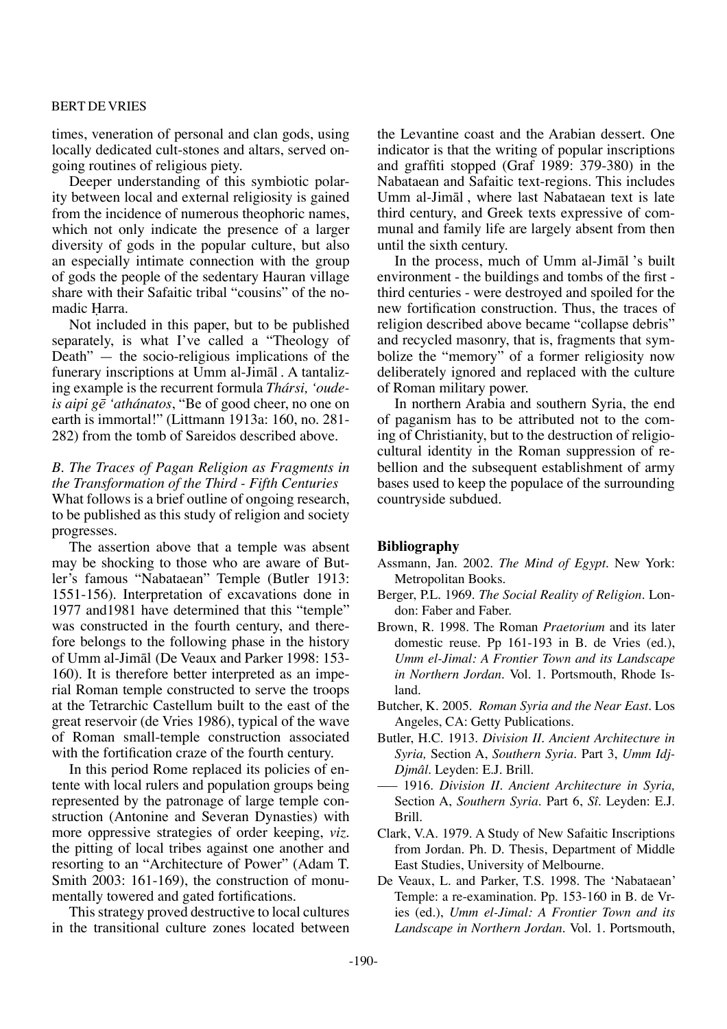times, veneration of personal and clan gods, using locally dedicated cult-stones and altars, served ongoing routines of religious piety.

Deeper understanding of this symbiotic polarity between local and external religiosity is gained from the incidence of numerous theophoric names, which not only indicate the presence of a larger diversity of gods in the popular culture, but also an especially intimate connection with the group of gods the people of the sedentary Hauran village share with their Safaitic tribal "cousins" of the nomadic Ḥarra.

Not included in this paper, but to be published separately, is what I've called a "Theology of Death" — the socio-religious implications of the funerary inscriptions at Umm al-Jimāl. A tantalizing example is the recurrent formula *Thársi, 'oudeis aipi gē 'athánatos*, "Be of good cheer, no one on earth is immortal!" (Littmann 1913a: 160, no. 281-282) from the tomb of Sareidos described above.

*B. The Traces of Pagan Religion as Fragments in the Transformation of the Third - Fifth Centuries*

What follows is a brief outline of ongoing research, to be published as this study of religion and society progresses.

The assertion above that a temple was absent may be shocking to those who are aware of Butler's famous "Nabataean" Temple (Butler 1913: 1551-156). Interpretation of excavations done in 1977 and1981 have determined that this "temple" was constructed in the fourth century, and therefore belongs to the following phase in the history of Umm al-Jimāl (De Veaux and Parker 1998: 153-160). It is therefore better interpreted as an imperial Roman temple constructed to serve the troops at the Tetrarchic Castellum built to the east of the great reservoir (de Vries 1986), typical of the wave of Roman small-temple construction associated with the fortification craze of the fourth century.

In this period Rome replaced its policies of entente with local rulers and population groups being represented by the patronage of large temple construction (Antonine and Severan Dynasties) with more oppressive strategies of order keeping, *viz.* the pitting of local tribes against one another and resorting to an "Architecture of Power" (Adam T. Smith 2003: 161-169), the construction of monumentally towered and gated fortifications.

This strategy proved destructive to local cultures in the transitional culture zones located between the Levantine coast and the Arabian dessert. One indicator is that the writing of popular inscriptions and graffiti stopped (Graf 1989: 379-380) in the Nabataean and Safaitic text-regions. This includes Umm al-Jimāl , where last Nabataean text is late third century, and Greek texts expressive of communal and family life are largely absent from then until the sixth century.

In the process, much of Umm al-Jimāl 's built environment - the buildings and tombs of the first - third centuries - were destroyed and spoiled for the new fortification construction. Thus, the traces of religion described above became "collapse debris" and recycled masonry, that is, fragments that symbolize the "memory" of a former religiosity now deliberately ignored and replaced with the culture of Roman military power.

In northern Arabia and southern Syria, the end of paganism has to be attributed not to the coming of Christianity, but to the destruction of religio-cultural identity in the Roman suppression of rebellion and the subsequent establishment of army bases used to keep the populace of the surrounding countryside subdued.

## Bibliography

Assmann, Jan. 2002. *The Mind of Egypt*. New York: Metropolitan Books.

Berger, P.L. 1969. *The Social Reality of Religion*. London: Faber and Faber.

Brown, R. 1998. The Roman *Praetorium* and its later domestic reuse. Pp 161-193 in B. de Vries (ed.), *Umm el-Jimal: A Frontier Town and its Landscape in Northern Jordan*. Vol. 1. Portsmouth, Rhode Island.

Butcher, K. 2005. *Roman Syria and the Near East*. Los Angeles, CA: Getty Publications.

Butler, H.C. 1913. *Division II. Ancient Architecture in Syria,* Section A, *Southern Syria*. Part 3, *Umm Idj-Djmâl*. Leyden: E.J. Brill.

—– 1916. *Division II. Ancient Architecture in Syria,* Section A, *Southern Syria*. Part 6, *Sî*. Leyden: E.J. Brill.

Clark, V.A. 1979. A Study of New Safaitic Inscriptions from Jordan. Ph. D. Thesis, Department of Middle East Studies, University of Melbourne.

De Veaux, L. and Parker, T.S. 1998. The 'Nabataean' Temple: a re-examination. Pp. 153-160 in B. de Vries (ed.), *Umm el-Jimal: A Frontier Town and its Landscape in Northern Jordan*. Vol. 1. Portsmouth,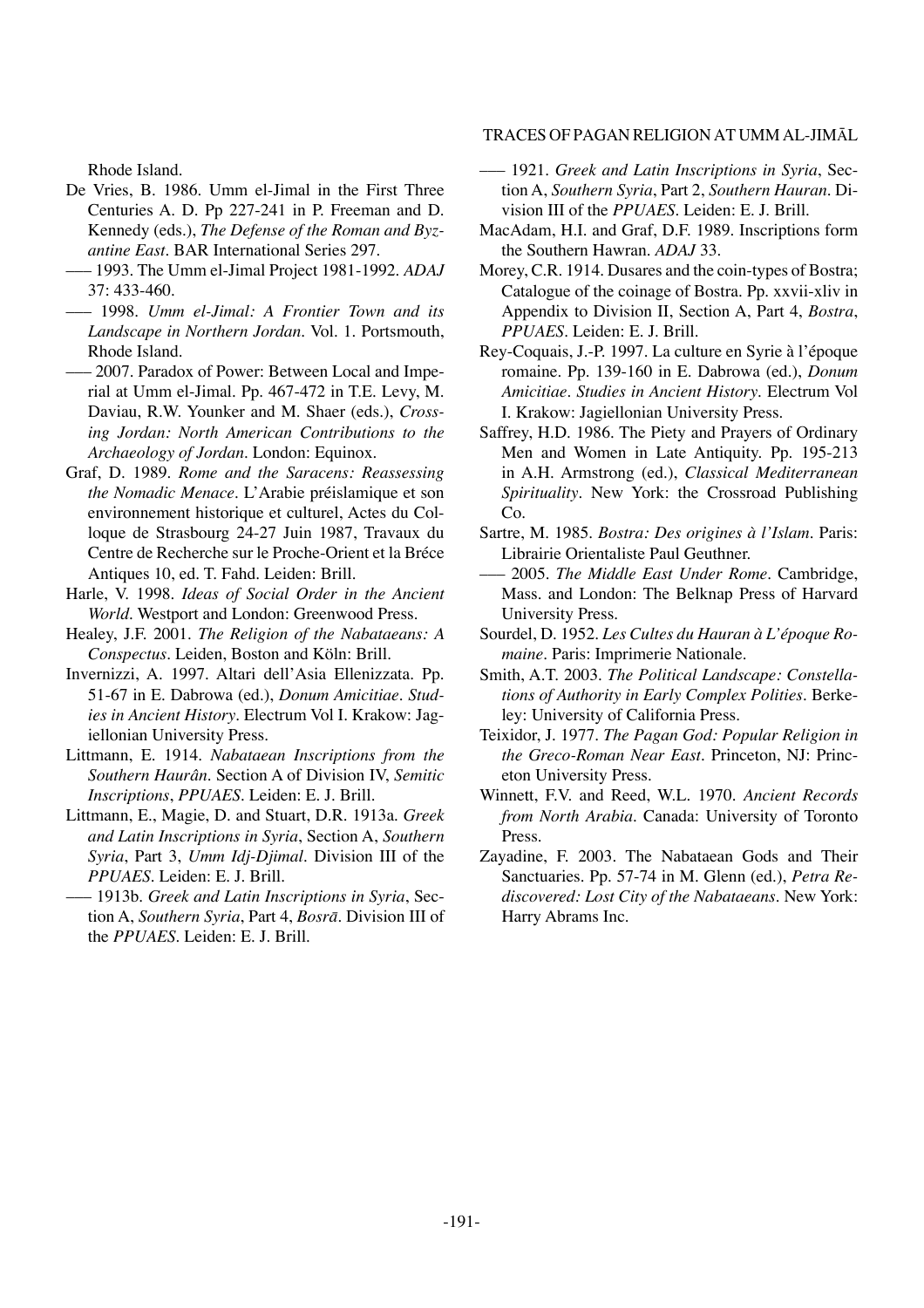Rhode Island.

De Vries, B. 1986. Umm el-Jimal in the First Three Centuries A. D. Pp 227-241 in P. Freeman and D. Kennedy (eds.), *The Defense of the Roman and Byzantine East*. BAR International Series 297.

—— 1993. The Umm el-Jimal Project 1981-1992. *ADAJ* 37: 433-460.

—— 1998. *Umm el-Jimal: A Frontier Town and its Landscape in Northern Jordan*. Vol. 1. Portsmouth, Rhode Island.

—— 2007. Paradox of Power: Between Local and Imperial at Umm el-Jimal. Pp. 467-472 in T.E. Levy, M. Daviau, R.W. Younker and M. Shaer (eds.), *Crossing Jordan: North American Contributions to the Archaeology of Jordan*. London: Equinox.

Graf, D. 1989. *Rome and the Saracens: Reassessing the Nomadic Menace*. L'Arabie préislamique et son environnement historique et culturel, Actes du Colloque de Strasbourg 24-27 Juin 1987, Travaux du Centre de Recherche sur le Proche-Orient et la Bréce Antiques 10, ed. T. Fahd. Leiden: Brill.

Harle, V. 1998. *Ideas of Social Order in the Ancient World*. Westport and London: Greenwood Press.

Healey, J.F. 2001. *The Religion of the Nabataeans: A Conspectus*. Leiden, Boston and Köln: Brill.

Invernizzi, A. 1997. Altari dell'Asia Ellenizzata. Pp. 51-67 in E. Dabrowa (ed.), *Donum Amicitiae*. *Studies in Ancient History*. Electrum Vol I. Krakow: Jagiellonian University Press.

Littmann, E. 1914. *Nabataean Inscriptions from the Southern Haurân*. Section A of Division IV, *Semitic Inscriptions*, *PPUAES*. Leiden: E. J. Brill.

Littmann, E., Magie, D. and Stuart, D.R. 1913a. *Greek and Latin Inscriptions in Syria*, Section A, *Southern Syria*, Part 3, *Umm Idj-Djimal*. Division III of the *PPUAES*. Leiden: E. J. Brill.

—— 1913b. *Greek and Latin Inscriptions in Syria*, Section A, *Southern Syria*, Part 4, *Bosrā*. Division III of the *PPUAES*. Leiden: E. J. Brill.

—— 1921. *Greek and Latin Inscriptions in Syria*, Section A, *Southern Syria*, Part 2, *Southern Hauran*. Division III of the *PPUAES*. Leiden: E. J. Brill.

MacAdam, H.I. and Graf, D.F. 1989. Inscriptions form the Southern Hawran. *ADAJ* 33.

Morey, C.R. 1914. Dusares and the coin-types of Bostra; Catalogue of the coinage of Bostra. Pp. xxvii-xliv in Appendix to Division II, Section A, Part 4, *Bostra*, *PPUAES*. Leiden: E. J. Brill.

Rey-Coquais, J.-P. 1997. La culture en Syrie à l'époque romaine. Pp. 139-160 in E. Dabrowa (ed.), *Donum Amicitiae*. *Studies in Ancient History*. Electrum Vol I. Krakow: Jagiellonian University Press.

Saffrey, H.D. 1986. The Piety and Prayers of Ordinary Men and Women in Late Antiquity. Pp. 195-213 in A.H. Armstrong (ed.), *Classical Mediterranean Spirituality*. New York: the Crossroad Publishing Co.

Sartre, M. 1985. *Bostra: Des origines à l'Islam*. Paris: Librairie Orientaliste Paul Geuthner.

—— 2005. *The Middle East Under Rome*. Cambridge, Mass. and London: The Belknap Press of Harvard University Press.

Sourdel, D. 1952. *Les Cultes du Hauran à L'époque Romaine*. Paris: Imprimerie Nationale.

Smith, A.T. 2003. *The Political Landscape: Constellations of Authority in Early Complex Polities*. Berkeley: University of California Press.

Teixidor, J. 1977. *The Pagan God: Popular Religion in the Greco-Roman Near East*. Princeton, NJ: Princeton University Press.

Winnett, F.V. and Reed, W.L. 1970. *Ancient Records from North Arabia*. Canada: University of Toronto Press.

Zayadine, F. 2003. The Nabataean Gods and Their Sanctuaries. Pp. 57-74 in M. Glenn (ed.), *Petra Rediscovered: Lost City of the Nabataeans*. New York: Harry Abrams Inc.